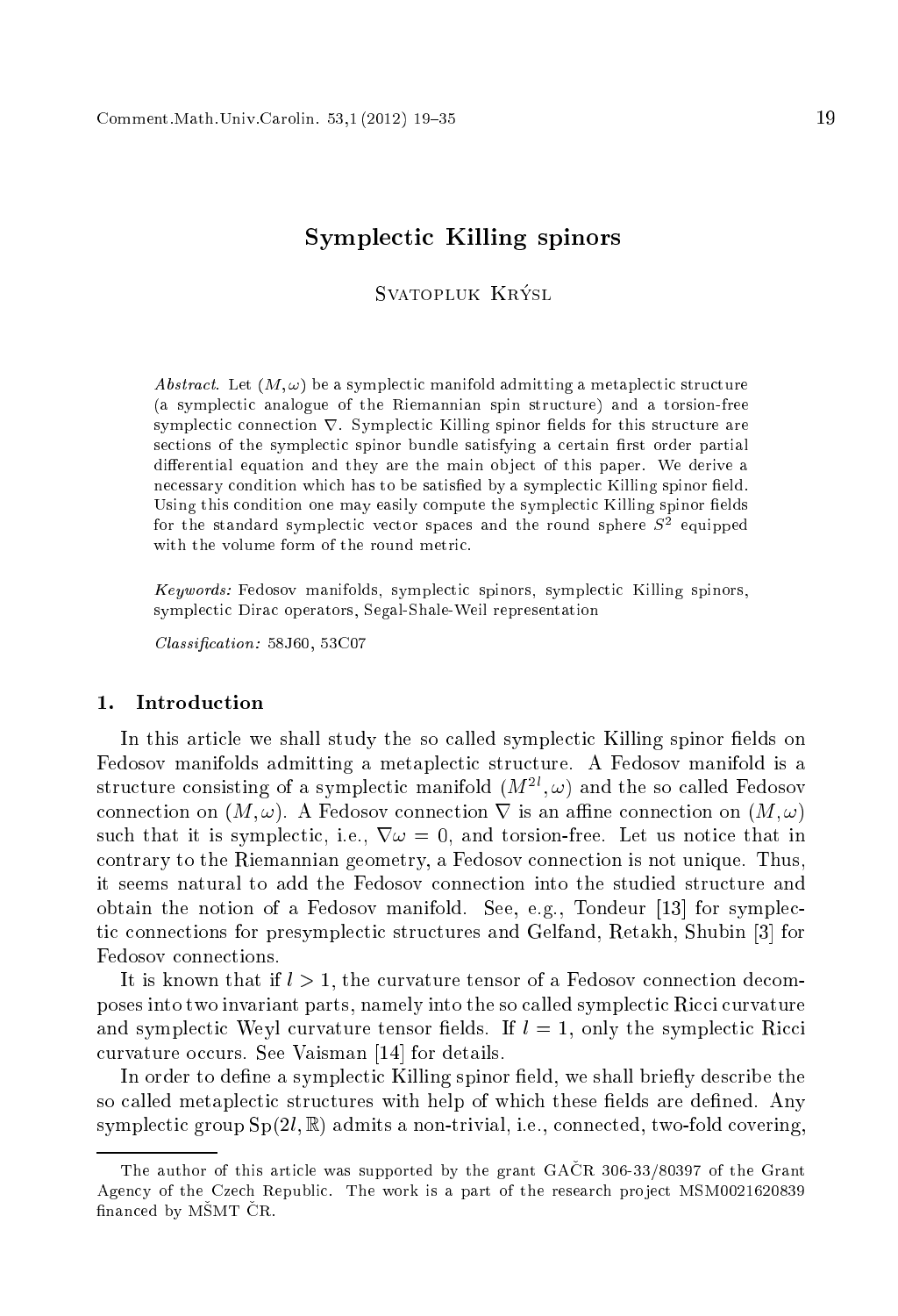# Symplectic Killing spinors

Svatopluk Krýsl

*Abstract.* Let $(M, \omega)$ be a symplectic manifold admitting a metaplectic structure (a symplectic analogue of the Riemannian spin structure) and a torsion-free symplectic connection $\nabla$. Symplectic Killing spinor fields for this structure are sections of the symplectic spinor bundle satisfying a certain first order partial differential equation and they are the main object of this paper. We derive a necessary condition which has to be satisfied by a symplectic Killing spinor field. Using this condition one may easily compute the symplectic Killing spinor fields for the standard symplectic vector spaces and the round sphere $S^2$ equipped with the volume form of the round metric.

*Keywords:* Fedosov manifolds, symplectic spinors, symplectic Killing spinors, symplectic Dirac operators, Segal-Shale-Weil representation

*Classification:* 58J60, 53C07

## 1. Introduction

In this article we shall study the so called symplectic Killing spinor fields on Fedosov manifolds admitting a metaplectic structure. A Fedosov manifold is a structure consisting of a symplectic manifold $(M^{2l}, \omega)$ and the so called Fedosov connection on $(M, \omega)$. A Fedosov connection $\nabla$ is an affine connection on $(M, \omega)$ such that it is symplectic, i.e., $\nabla \omega = 0$, and torsion-free. Let us notice that in contrary to the Riemannian geometry, a Fedosov connection is not unique. Thus, it seems natural to add the Fedosov connection into the studied structure and obtain the notion of a Fedosov manifold. See, e.g., Tondeur [13] for symplectic connections for presymplectic structures and Gelfand, Retakh, Shubin [3] for Fedosov connections.

It is known that if $l > 1$, the curvature tensor of a Fedosov connection decomposes into two invariant parts, namely into the so called symplectic Ricci curvature and symplectic Weyl curvature tensor fields. If $l = 1$, only the symplectic Ricci curvature occurs. See Vaisman [14] for details.

In order to define a symplectic Killing spinor field, we shall briefly describe the so called metaplectic structures with help of which these fields are defined. Any symplectic group $\mathrm{Sp}(2l, \mathbb{R})$ admits a non-trivial, i.e., connected, two-fold covering,

The author of this article was supported by the grant GAČR 306-33/80397 of the Grant Agency of the Czech Republic. The work is a part of the research project MSM0021620839 financed by MŠMT ČR.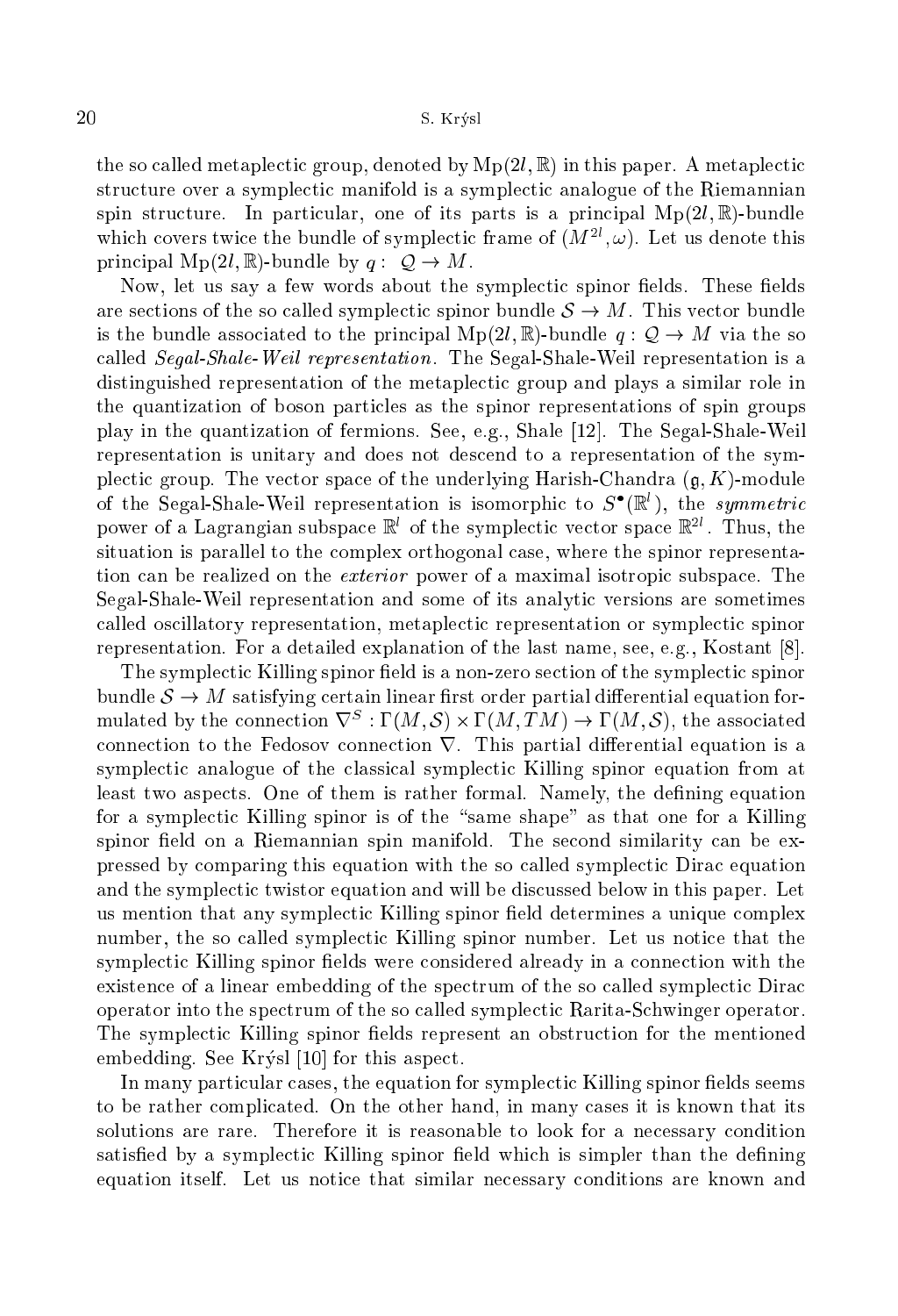the so called metaplectic group, denoted by $\mathrm{Mp}(2l,\mathbb{R})$ in this paper. A metaplectic structure over a symplectic manifold is a symplectic analogue of the Riemannian spin structure. In particular, one of its parts is a principal $\mathrm{Mp}(2l,\mathbb{R})$-bundle which covers twice the bundle of symplectic frame of $(M^{2l},\omega)$. Let us denote this principal $\mathrm{Mp}(2l,\mathbb{R})$-bundle by $q: \mathcal{Q} \to M$.

Now, let us say a few words about the symplectic spinor fields. These fields are sections of the so called symplectic spinor bundle $\mathcal{S} \to M$. This vector bundle is the bundle associated to the principal $\mathrm{Mp}(2l,\mathbb{R})$-bundle $q: \mathcal{Q} \to M$ via the so called *Segal-Shale-Weil representation*. The Segal-Shale-Weil representation is a distinguished representation of the metaplectic group and plays a similar role in the quantization of boson particles as the spinor representations of spin groups play in the quantization of fermions. See, e.g., Shale [12]. The Segal-Shale-Weil representation is unitary and does not descend to a representation of the symplectic group. The vector space of the underlying Harish-Chandra $(\mathfrak{g},K)$-module of the Segal-Shale-Weil representation is isomorphic to $S^{\bullet}(\mathbb{R}^l)$, the *symmetric* power of a Lagrangian subspace $\mathbb{R}^l$ of the symplectic vector space $\mathbb{R}^{2l}$. Thus, the situation is parallel to the complex orthogonal case, where the spinor representation can be realized on the *exterior* power of a maximal isotropic subspace. The Segal-Shale-Weil representation and some of its analytic versions are sometimes called oscillatory representation, metaplectic representation or symplectic spinor representation. For a detailed explanation of the last name, see, e.g., Kostant [8].

The symplectic Killing spinor field is a non-zero section of the symplectic spinor bundle $\mathcal{S} \to M$ satisfying certain linear first order partial differential equation formulated by the connection $\nabla^S : \Gamma(M,\mathcal{S}) \times \Gamma(M,TM) \to \Gamma(M,\mathcal{S})$, the associated connection to the Fedosov connection $\nabla$. This partial differential equation is a symplectic analogue of the classical symplectic Killing spinor equation from at least two aspects. One of them is rather formal. Namely, the defining equation for a symplectic Killing spinor is of the "same shape" as that one for a Killing spinor field on a Riemannian spin manifold. The second similarity can be expressed by comparing this equation with the so called symplectic Dirac equation and the symplectic twistor equation and will be discussed below in this paper. Let us mention that any symplectic Killing spinor field determines a unique complex number, the so called symplectic Killing spinor number. Let us notice that the symplectic Killing spinor fields were considered already in a connection with the existence of a linear embedding of the spectrum of the so called symplectic Dirac operator into the spectrum of the so called symplectic Rarita-Schwinger operator. The symplectic Killing spinor fields represent an obstruction for the mentioned embedding. See Krýsl [10] for this aspect.

In many particular cases, the equation for symplectic Killing spinor fields seems to be rather complicated. On the other hand, in many cases it is known that its solutions are rare. Therefore it is reasonable to look for a necessary condition satisfied by a symplectic Killing spinor field which is simpler than the defining equation itself. Let us notice that similar necessary conditions are known and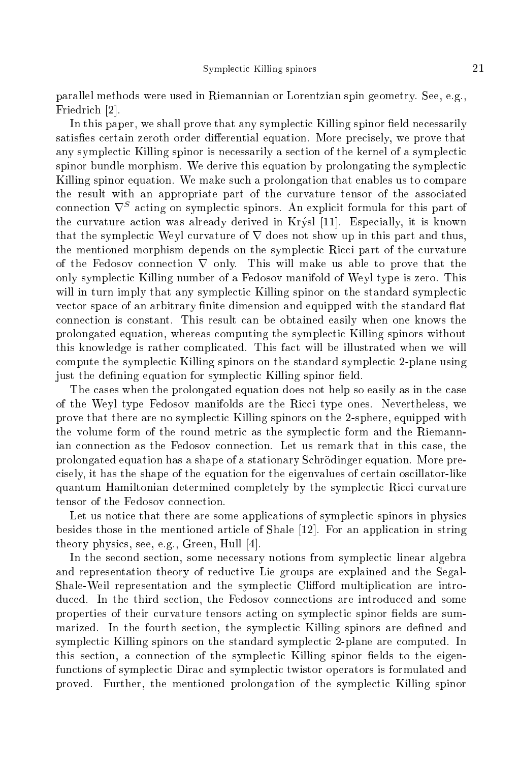parallel methods were used in Riemannian or Lorentzian spin geometry. See, e.g., Friedrich [2].

In this paper, we shall prove that any symplectic Killing spinor field necessarily satisfies certain zeroth order differential equation. More precisely, we prove that any symplectic Killing spinor is necessarily a section of the kernel of a symplectic spinor bundle morphism. We derive this equation by prolongating the symplectic Killing spinor equation. We make such a prolongation that enables us to compare the result with an appropriate part of the curvature tensor of the associated connection $\nabla^S$ acting on symplectic spinors. An explicit formula for this part of the curvature action was already derived in Krýsl [11]. Especially, it is known that the symplectic Weyl curvature of $\nabla$ does not show up in this part and thus, the mentioned morphism depends on the symplectic Ricci part of the curvature of the Fedosov connection $\nabla$ only. This will make us able to prove that the only symplectic Killing number of a Fedosov manifold of Weyl type is zero. This will in turn imply that any symplectic Killing spinor on the standard symplectic vector space of an arbitrary finite dimension and equipped with the standard flat connection is constant. This result can be obtained easily when one knows the prolongated equation, whereas computing the symplectic Killing spinors without this knowledge is rather complicated. This fact will be illustrated when we will compute the symplectic Killing spinors on the standard symplectic 2-plane using just the defining equation for symplectic Killing spinor field.

The cases when the prolongated equation does not help so easily as in the case of the Weyl type Fedosov manifolds are the Ricci type ones. Nevertheless, we prove that there are no symplectic Killing spinors on the 2-sphere, equipped with the volume form of the round metric as the symplectic form and the Riemannian connection as the Fedosov connection. Let us remark that in this case, the prolongated equation has a shape of a stationary Schrödinger equation. More precisely, it has the shape of the equation for the eigenvalues of certain oscillator-like quantum Hamiltonian determined completely by the symplectic Ricci curvature tensor of the Fedosov connection.

Let us notice that there are some applications of symplectic spinors in physics besides those in the mentioned article of Shale [12]. For an application in string theory physics, see, e.g., Green, Hull [4].

In the second section, some necessary notions from symplectic linear algebra and representation theory of reductive Lie groups are explained and the Segal-Shale-Weil representation and the symplectic Clifford multiplication are introduced. In the third section, the Fedosov connections are introduced and some properties of their curvature tensors acting on symplectic spinor fields are summarized. In the fourth section, the symplectic Killing spinors are defined and symplectic Killing spinors on the standard symplectic 2-plane are computed. In this section, a connection of the symplectic Killing spinor fields to the eigenfunctions of symplectic Dirac and symplectic twistor operators is formulated and proved. Further, the mentioned prolongation of the symplectic Killing spinor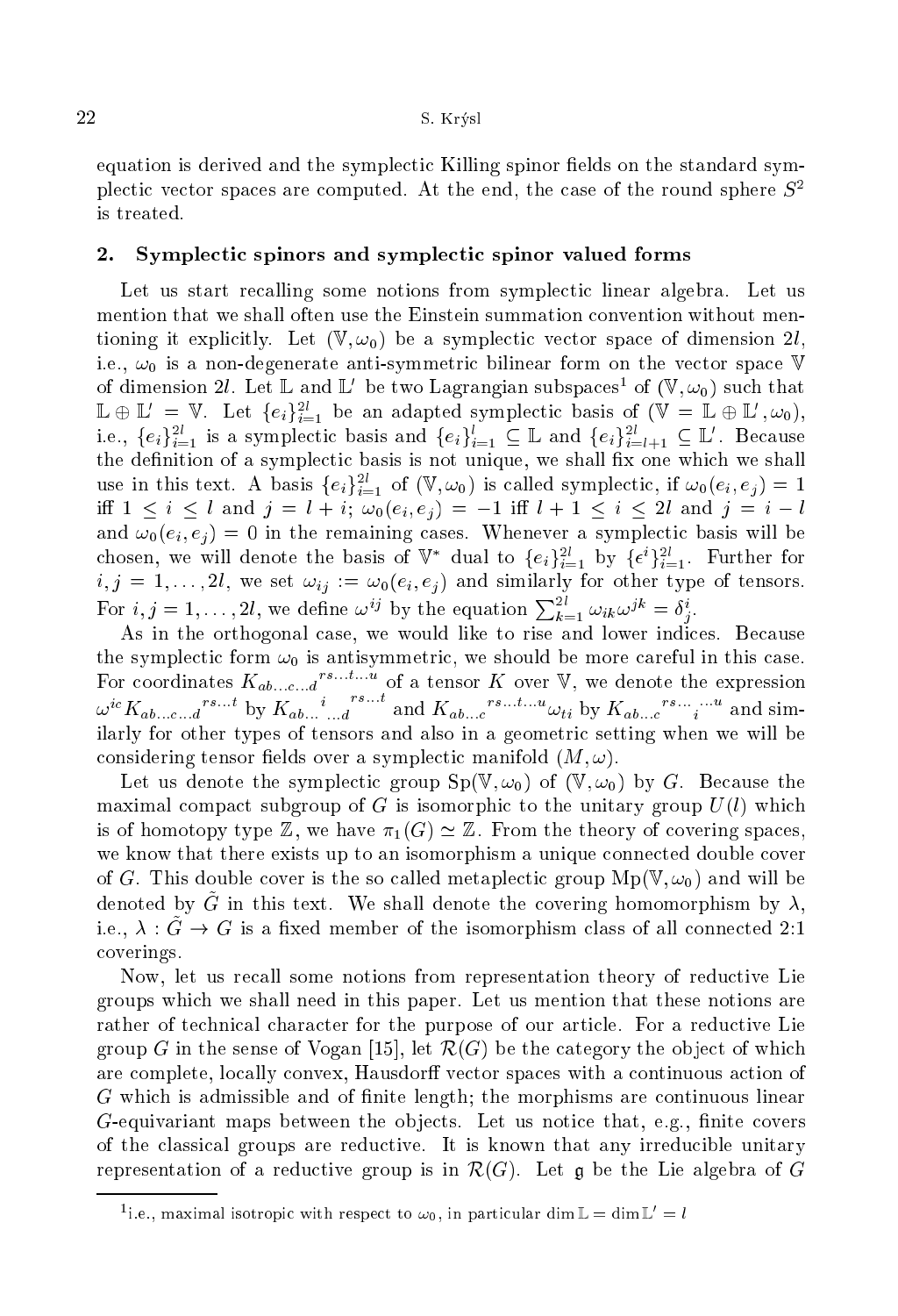equation is derived and the symplectic Killing spinor fields on the standard symplectic vector spaces are computed. At the end, the case of the round sphere $S^2$ is treated.

## 2. Symplectic spinors and symplectic spinor valued forms

Let us start recalling some notions from symplectic linear algebra. Let us mention that we shall often use the Einstein summation convention without mentioning it explicitly. Let $(\mathbb{V}, \omega_0)$ be a symplectic vector space of dimension $2l$, i.e., $\omega_0$ is a non-degenerate anti-symmetric bilinear form on the vector space $\mathbb{V}$ of dimension $2l$. Let $\mathbb{L}$ and $\mathbb{L}'$ be two Lagrangian subspaces[1] of $(\mathbb{V}, \omega_0)$ such that $\mathbb{L} \oplus \mathbb{L}' = \mathbb{V}$. Let $\{e_i\}_{i=1}^{2l}$ be an adapted symplectic basis of $(\mathbb{V} = \mathbb{L} \oplus \mathbb{L}', \omega_0)$, i.e., $\{e_i\}_{i=1}^{2l}$ is a symplectic basis and $\{e_i\}_{i=1}^{l} \subseteq \mathbb{L}$ and $\{e_i\}_{i=l+1}^{2l} \subseteq \mathbb{L}'$. Because the definition of a symplectic basis is not unique, we shall fix one which we shall use in this text. A basis $\{e_i\}_{i=1}^{2l}$ of $(\mathbb{V}, \omega_0)$ is called symplectic, if $\omega_0(e_i, e_j) = 1$ iff $1 \leq i \leq l$ and $j = l + i$; $\omega_0(e_i, e_j) = -1$ iff $l + 1 \leq i \leq 2l$ and $j = i - l$ and $\omega_0(e_i, e_j) = 0$ in the remaining cases. Whenever a symplectic basis will be chosen, we will denote the basis of $\mathbb{V}^*$ dual to $\{e_i\}_{i=1}^{2l}$ by $\{\epsilon^i\}_{i=1}^{2l}$. Further for $i, j = 1, \ldots, 2l$, we set $\omega_{ij} := \omega_0(e_i, e_j)$ and similarly for other type of tensors. For $i, j = 1, \ldots, 2l$, we define $\omega^{ij}$ by the equation $\sum_{k=1}^{2l} \omega_{ik}\omega^{jk} = \delta_j^i$.

As in the orthogonal case, we would like to rise and lower indices. Because the symplectic form $\omega_0$ is antisymmetric, we should be more careful in this case. For coordinates $K_{ab\ldots c\ldots d}{}^{rs\ldots t\ldots u}$ of a tensor $K$ over $\mathbb{V}$, we denote the expression $\omega^{ic} K_{ab\ldots c\ldots d}{}^{rs\ldots t}$ by $K_{ab\ldots}{}^{i}{}_{\ldots d}{}^{rs\ldots t}$ and $K_{ab\ldots c}{}^{rs\ldots t\ldots u}\omega_{ti}$ by $K_{ab\ldots c}{}^{rs\ldots}{}_{i}{}^{\ldots u}$ and similarly for other types of tensors and also in a geometric setting when we will be considering tensor fields over a symplectic manifold $(M, \omega)$.

Let us denote the symplectic group $\mathrm{Sp}(\mathbb{V}, \omega_0)$ of $(\mathbb{V}, \omega_0)$ by $G$. Because the maximal compact subgroup of $G$ is isomorphic to the unitary group $U(l)$ which is of homotopy type $\mathbb{Z}$, we have $\pi_1(G) \simeq \mathbb{Z}$. From the theory of covering spaces, we know that there exists up to an isomorphism a unique connected double cover of $G$. This double cover is the so called metaplectic group $\mathrm{Mp}(\mathbb{V}, \omega_0)$ and will be denoted by $\tilde{G}$ in this text. We shall denote the covering homomorphism by $\lambda$, i.e., $\lambda : \tilde{G} \to G$ is a fixed member of the isomorphism class of all connected 2:1 coverings.

Now, let us recall some notions from representation theory of reductive Lie groups which we shall need in this paper. Let us mention that these notions are rather of technical character for the purpose of our article. For a reductive Lie group $G$ in the sense of Vogan [15], let $\mathcal{R}(G)$ be the category the object of which are complete, locally convex, Hausdorff vector spaces with a continuous action of $G$ which is admissible and of finite length; the morphisms are continuous linear $G$-equivariant maps between the objects. Let us notice that, e.g., finite covers of the classical groups are reductive. It is known that any irreducible unitary representation of a reductive group is in $\mathcal{R}(G)$. Let $\mathfrak{g}$ be the Lie algebra of $G$

[1] i.e., maximal isotropic with respect to $\omega_0$, in particular $\dim \mathbb{L} = \dim \mathbb{L}' = l$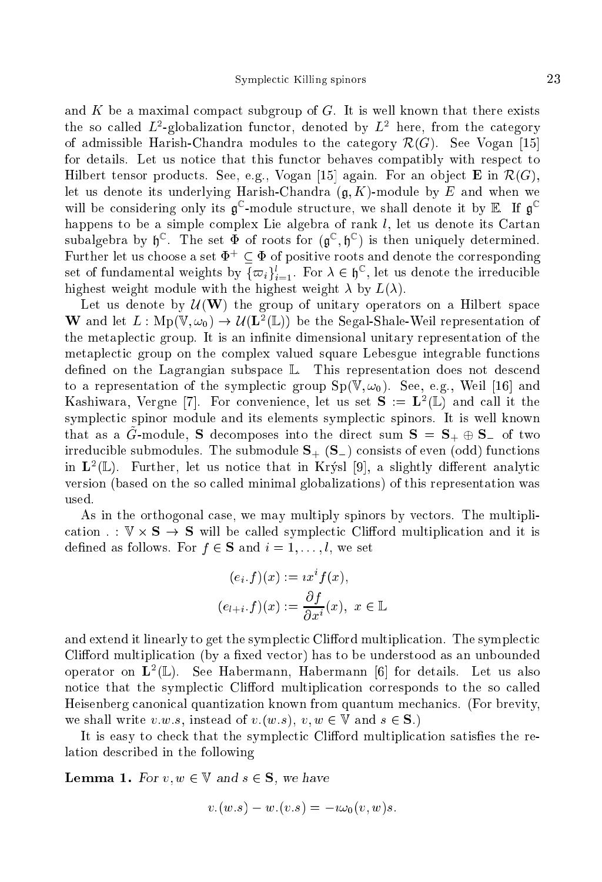and $K$ be a maximal compact subgroup of $G$. It is well known that there exists the so called $L^2$-globalization functor, denoted by $L^2$ here, from the category of admissible Harish-Chandra modules to the category $\mathcal{R}(G)$. See Vogan [15] for details. Let us notice that this functor behaves compatibly with respect to Hilbert tensor products. See, e.g., Vogan [15] again. For an object $\mathbf{E}$ in $\mathcal{R}(G)$, let us denote its underlying Harish-Chandra $(\mathfrak{g}, K)$-module by $E$ and when we will be considering only its $\mathfrak{g}^{\mathbb{C}}$-module structure, we shall denote it by $\mathbb{E}$. If $\mathfrak{g}^{\mathbb{C}}$ happens to be a simple complex Lie algebra of rank $l$, let us denote its Cartan subalgebra by $\mathfrak{h}^{\mathbb{C}}$. The set $\Phi$ of roots for $(\mathfrak{g}^{\mathbb{C}}, \mathfrak{h}^{\mathbb{C}})$ is then uniquely determined. Further let us choose a set $\Phi^+ \subseteq \Phi$ of positive roots and denote the corresponding set of fundamental weights by $\{\varpi_i\}_{i=1}^{l}$. For $\lambda \in \mathfrak{h}^{\mathbb{C}}$, let us denote the irreducible highest weight module with the highest weight $\lambda$ by $L(\lambda)$.

Let us denote by $\mathcal{U}(\mathbf{W})$ the group of unitary operators on a Hilbert space $\mathbf{W}$ and let $L : \mathrm{Mp}(\mathbb{V}, \omega_0) \to \mathcal{U}(\mathbf{L}^2(\mathbb{L}))$ be the Segal-Shale-Weil representation of the metaplectic group. It is an infinite dimensional unitary representation of the metaplectic group on the complex valued square Lebesgue integrable functions defined on the Lagrangian subspace $\mathbb{L}$. This representation does not descend to a representation of the symplectic group $\mathrm{Sp}(\mathbb{V}, \omega_0)$. See, e.g., Weil [16] and Kashiwara, Vergne [7]. For convenience, let us set $\mathbf{S} := \mathbf{L}^2(\mathbb{L})$ and call it the symplectic spinor module and its elements symplectic spinors. It is well known that as a $\tilde{G}$-module, $\mathbf{S}$ decomposes into the direct sum $\mathbf{S} = \mathbf{S}_+ \oplus \mathbf{S}_-$ of two irreducible submodules. The submodule $\mathbf{S}_+$ ($\mathbf{S}_-$) consists of even (odd) functions in $\mathbf{L}^2(\mathbb{L})$. Further, let us notice that in Krýsl [9], a slightly different analytic version (based on the so called minimal globalizations) of this representation was used.

As in the orthogonal case, we may multiply spinors by vectors. The multiplication $. : \mathbb{V} \times \mathbf{S} \to \mathbf{S}$ will be called symplectic Clifford multiplication and it is defined as follows. For $f \in \mathbf{S}$ and $i = 1, \ldots, l$, we set

$$(e_i.f)(x) := \imath x^i f(x),$$
$$(e_{l+i}.f)(x) := \frac{\partial f}{\partial x^i}(x), \ x \in \mathbb{L}$$

and extend it linearly to get the symplectic Clifford multiplication. The symplectic Clifford multiplication (by a fixed vector) has to be understood as an unbounded operator on $\mathbf{L}^2(\mathbb{L})$. See Habermann, Habermann [6] for details. Let us also notice that the symplectic Clifford multiplication corresponds to the so called Heisenberg canonical quantization known from quantum mechanics. (For brevity, we shall write $v.w.s$, instead of $v.(w.s)$, $v, w \in \mathbb{V}$ and $s \in \mathbf{S}$.)

It is easy to check that the symplectic Clifford multiplication satisfies the relation described in the following

**Lemma 1.** *For $v, w \in \mathbb{V}$ and $s \in \mathbf{S}$, we have*

$$v.(w.s) - w.(v.s) = -\imath\omega_0(v, w)s.$$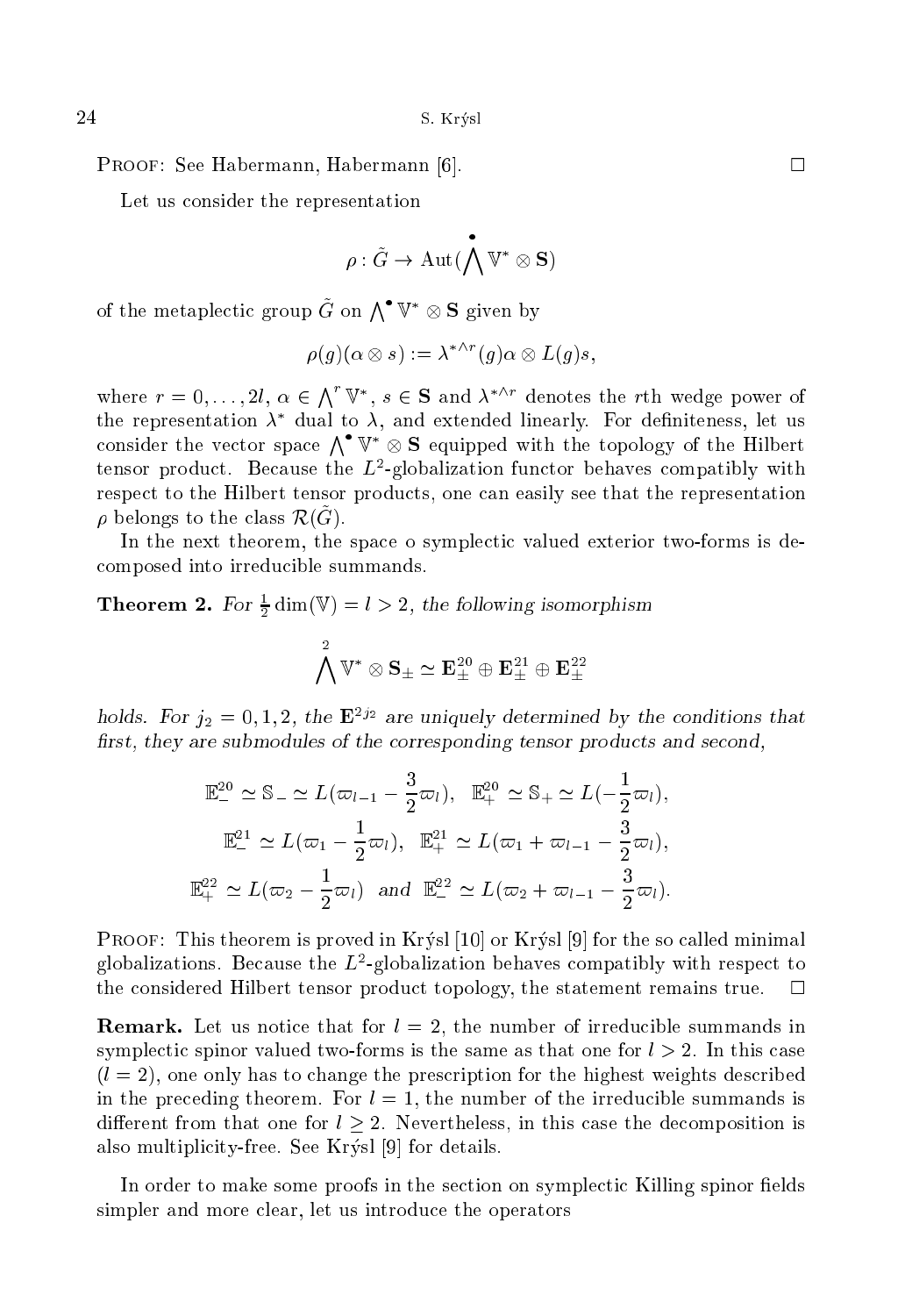PROOF: See Habermann, Habermann [6]. $\square$

Let us consider the representation

$$\rho : \tilde{G} \to \mathrm{Aut}(\bigwedge^{\bullet} \mathbb{V}^* \otimes \mathbf{S})$$

of the metaplectic group $\tilde{G}$ on $\bigwedge^{\bullet} \mathbb{V}^* \otimes \mathbf{S}$ given by

$$\rho(g)(\alpha \otimes s) := \lambda^{* \wedge r}(g)\alpha \otimes L(g)s,$$

where $r = 0, \ldots, 2l$, $\alpha \in \bigwedge^r \mathbb{V}^*$, $s \in \mathbf{S}$ and $\lambda^{*\wedge r}$ denotes the $r$th wedge power of the representation $\lambda^*$ dual to $\lambda$, and extended linearly. For definiteness, let us consider the vector space $\bigwedge^{\bullet} \mathbb{V}^* \otimes \mathbf{S}$ equipped with the topology of the Hilbert tensor product. Because the $L^2$-globalization functor behaves compatibly with respect to the Hilbert tensor products, one can easily see that the representation $\rho$ belongs to the class $\mathcal{R}(\tilde{G})$.

In the next theorem, the space o symplectic valued exterior two-forms is decomposed into irreducible summands.

**Theorem 2.** *For $\frac{1}{2}\dim(\mathbb{V}) = l > 2$, the following isomorphism*

$$\bigwedge^2 \mathbb{V}^* \otimes \mathbf{S}_{\pm} \simeq \mathbf{E}^{20}_{\pm} \oplus \mathbf{E}^{21}_{\pm} \oplus \mathbf{E}^{22}_{\pm}$$

*holds. For $j_2 = 0, 1, 2$, the $\mathbf{E}^{2j_2}$ are uniquely determined by the conditions that first, they are submodules of the corresponding tensor products and second,*

$$\mathbb{E}^{20}_{-} \simeq \mathbb{S}_{-} \simeq L(\varpi_{l-1} - \frac{3}{2}\varpi_l), \quad \mathbb{E}^{20}_{+} \simeq \mathbb{S}_{+} \simeq L(-\frac{1}{2}\varpi_l),$$

$$\mathbb{E}^{21}_{-} \simeq L(\varpi_1 - \frac{1}{2}\varpi_l), \quad \mathbb{E}^{21}_{+} \simeq L(\varpi_1 + \varpi_{l-1} - \frac{3}{2}\varpi_l),$$

$$\mathbb{E}^{22}_{+} \simeq L(\varpi_2 - \frac{1}{2}\varpi_l) \quad \text{and} \quad \mathbb{E}^{22}_{-} \simeq L(\varpi_2 + \varpi_{l-1} - \frac{3}{2}\varpi_l).$$

PROOF: This theorem is proved in Krýsl [10] or Krýsl [9] for the so called minimal globalizations. Because the $L^2$-globalization behaves compatibly with respect to the considered Hilbert tensor product topology, the statement remains true. $\square$

**Remark.** Let us notice that for $l = 2$, the number of irreducible summands in symplectic spinor valued two-forms is the same as that one for $l > 2$. In this case ($l = 2$), one only has to change the prescription for the highest weights described in the preceding theorem. For $l = 1$, the number of the irreducible summands is different from that one for $l \geq 2$. Nevertheless, in this case the decomposition is also multiplicity-free. See Krýsl [9] for details.

In order to make some proofs in the section on symplectic Killing spinor fields simpler and more clear, let us introduce the operators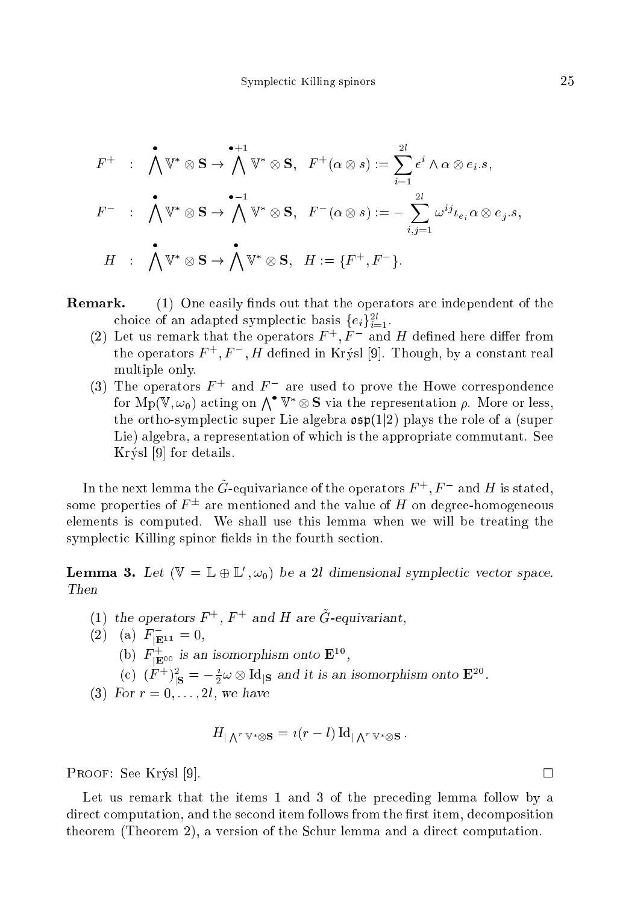$$F^+ \ : \ \bigwedge^{\bullet} \mathbb{V}^* \otimes \mathbf{S} \to \bigwedge^{\bullet+1} \mathbb{V}^* \otimes \mathbf{S}, \quad F^+(\alpha \otimes s) := \sum_{i=1}^{2l} \epsilon^i \wedge \alpha \otimes e_i.s,$$

$$F^- \ : \ \bigwedge^{\bullet} \mathbb{V}^* \otimes \mathbf{S} \to \bigwedge^{\bullet-1} \mathbb{V}^* \otimes \mathbf{S}, \quad F^-(\alpha \otimes s) := -\sum_{i,j=1}^{2l} \omega^{ij} \iota_{e_i} \alpha \otimes e_j.s,$$

$$H \ : \ \bigwedge^{\bullet} \mathbb{V}^* \otimes \mathbf{S} \to \bigwedge^{\bullet} \mathbb{V}^* \otimes \mathbf{S}, \quad H := \{F^+, F^-\}.$$

**Remark.** (1) One easily finds out that the operators are independent of the choice of an adapted symplectic basis $\{e_i\}_{i=1}^{2l}$.

(2) Let us remark that the operators $F^+, F^-$ and $H$ defined here differ from the operators $F^+, F^-, H$ defined in Krýsl [9]. Though, by a constant real multiple only.

(3) The operators $F^+$ and $F^-$ are used to prove the Howe correspondence for $\mathrm{Mp}(\mathbb{V}, \omega_0)$ acting on $\bigwedge^\bullet \mathbb{V}^* \otimes \mathbf{S}$ via the representation $\rho$. More or less, the ortho-symplectic super Lie algebra $\mathfrak{osp}(1|2)$ plays the role of a (super Lie) algebra, a representation of which is the appropriate commutant. See Krýsl [9] for details.

In the next lemma the $\tilde{G}$-equivariance of the operators $F^+, F^-$ and $H$ is stated, some properties of $F^\pm$ are mentioned and the value of $H$ on degree-homogeneous elements is computed. We shall use this lemma when we will be treating the symplectic Killing spinor fields in the fourth section.

**Lemma 3.** *Let $(\mathbb{V} = \mathbb{L} \oplus \mathbb{L}', \omega_0)$ be a $2l$ dimensional symplectic vector space. Then*

1. *the operators $F^+$, $F^+$ and $H$ are $\tilde{G}$-equivariant,*
2. (a) $F^-_{|\mathbf{E}^{11}} = 0$,
   (b) *$F^+_{|\mathbf{E}^{00}}$ is an isomorphism onto $\mathbf{E}^{10}$,*
   (c) *$(F^+)^2_{|\mathbf{S}} = -\frac{\imath}{2}\omega \otimes \mathrm{Id}_{|\mathbf{S}}$ and it is an isomorphism onto $\mathbf{E}^{20}$.*
3. *For $r = 0, \ldots, 2l$, we have*

$$H_{|\bigwedge^r \mathbb{V}^* \otimes \mathbf{S}} = \imath(r - l)\,\mathrm{Id}_{|\bigwedge^r \mathbb{V}^* \otimes \mathbf{S}}.$$

Proof: See Krýsl [9]. □

Let us remark that the items 1 and 3 of the preceding lemma follow by a direct computation, and the second item follows from the first item, decomposition theorem (Theorem 2), a version of the Schur lemma and a direct computation.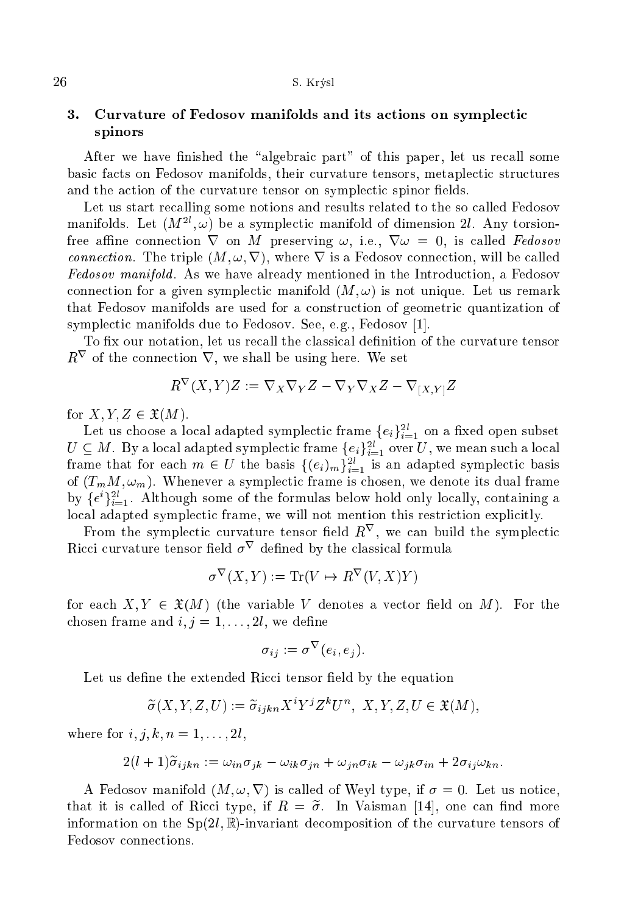## 3. Curvature of Fedosov manifolds and its actions on symplectic spinors

After we have finished the "algebraic part" of this paper, let us recall some basic facts on Fedosov manifolds, their curvature tensors, metaplectic structures and the action of the curvature tensor on symplectic spinor fields.

Let us start recalling some notions and results related to the so called Fedosov manifolds. Let $(M^{2l}, \omega)$ be a symplectic manifold of dimension $2l$. Any torsion-free affine connection $\nabla$ on $M$ preserving $\omega$, i.e., $\nabla \omega = 0$, is called *Fedosov connection*. The triple $(M, \omega, \nabla)$, where $\nabla$ is a Fedosov connection, will be called *Fedosov manifold*. As we have already mentioned in the Introduction, a Fedosov connection for a given symplectic manifold $(M, \omega)$ is not unique. Let us remark that Fedosov manifolds are used for a construction of geometric quantization of symplectic manifolds due to Fedosov. See, e.g., Fedosov [1].

To fix our notation, let us recall the classical definition of the curvature tensor $R^\nabla$ of the connection $\nabla$, we shall be using here. We set

$$R^\nabla(X,Y)Z := \nabla_X \nabla_Y Z - \nabla_Y \nabla_X Z - \nabla_{[X,Y]} Z$$

for $X, Y, Z \in \mathfrak{X}(M)$.

Let us choose a local adapted symplectic frame $\{e_i\}_{i=1}^{2l}$ on a fixed open subset $U \subseteq M$. By a local adapted symplectic frame $\{e_i\}_{i=1}^{2l}$ over $U$, we mean such a local frame that for each $m \in U$ the basis $\{(e_i)_m\}_{i=1}^{2l}$ is an adapted symplectic basis of $(T_m M, \omega_m)$. Whenever a symplectic frame is chosen, we denote its dual frame by $\{\epsilon^i\}_{i=1}^{2l}$. Although some of the formulas below hold only locally, containing a local adapted symplectic frame, we will not mention this restriction explicitly.

From the symplectic curvature tensor field $R^\nabla$, we can build the symplectic Ricci curvature tensor field $\sigma^\nabla$ defined by the classical formula

$$\sigma^\nabla(X,Y) := \mathrm{Tr}(V \mapsto R^\nabla(V,X)Y)$$

for each $X, Y \in \mathfrak{X}(M)$ (the variable $V$ denotes a vector field on $M$). For the chosen frame and $i, j = 1, \ldots, 2l$, we define

$$\sigma_{ij} := \sigma^\nabla(e_i, e_j).$$

Let us define the extended Ricci tensor field by the equation

$$\widetilde{\sigma}(X,Y,Z,U) := \widetilde{\sigma}_{ijkn} X^i Y^j Z^k U^n, \; X, Y, Z, U \in \mathfrak{X}(M),$$

where for $i, j, k, n = 1, \ldots, 2l$,

$$2(l+1)\widetilde{\sigma}_{ijkn} := \omega_{in}\sigma_{jk} - \omega_{ik}\sigma_{jn} + \omega_{jn}\sigma_{ik} - \omega_{jk}\sigma_{in} + 2\sigma_{ij}\omega_{kn}.$$

A Fedosov manifold $(M, \omega, \nabla)$ is called of Weyl type, if $\sigma = 0$. Let us notice, that it is called of Ricci type, if $R = \widetilde{\sigma}$. In Vaisman [14], one can find more information on the $\mathrm{Sp}(2l, \mathbb{R})$-invariant decomposition of the curvature tensors of Fedosov connections.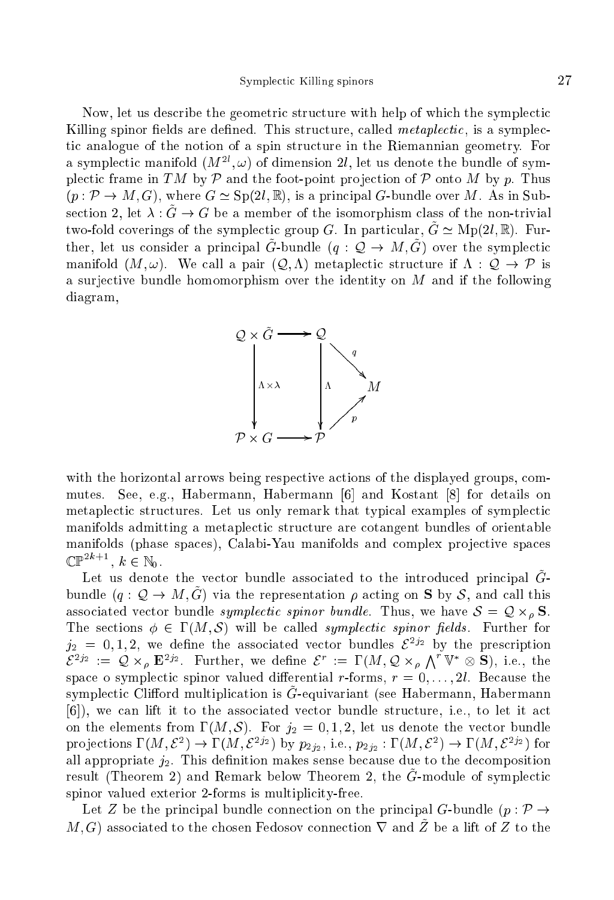Now, let us describe the geometric structure with help of which the symplectic Killing spinor fields are defined. This structure, called *metaplectic*, is a symplectic analogue of the notion of a spin structure in the Riemannian geometry. For a symplectic manifold $(M^{2l}, \omega)$ of dimension $2l$, let us denote the bundle of symplectic frame in $TM$ by $\mathcal{P}$ and the foot-point projection of $\mathcal{P}$ onto $M$ by $p$. Thus $(p : \mathcal{P} \to M, G)$, where $G \simeq \mathrm{Sp}(2l, \mathbb{R})$, is a principal $G$-bundle over $M$. As in Subsection 2, let $\lambda : \tilde{G} \to G$ be a member of the isomorphism class of the non-trivial two-fold coverings of the symplectic group $G$. In particular, $\tilde{G} \simeq \mathrm{Mp}(2l, \mathbb{R})$. Further, let us consider a principal $\tilde{G}$-bundle $(q : \mathcal{Q} \to M, \tilde{G})$ over the symplectic manifold $(M, \omega)$. We call a pair $(\mathcal{Q}, \Lambda)$ metaplectic structure if $\Lambda : \mathcal{Q} \to \mathcal{P}$ is a surjective bundle homomorphism over the identity on $M$ and if the following diagram,

$$
\begin{array}{ccccc}
\mathcal{Q} \times \tilde{G} & \longrightarrow & \mathcal{Q} & & \\
\Big\downarrow{\scriptstyle \Lambda \times \lambda} & & \Big\downarrow{\scriptstyle \Lambda} & \searrow^{q} & \\
 & & & & M \\
 & & & \nearrow_{p} & \\
\mathcal{P} \times G & \longrightarrow & \mathcal{P} & &
\end{array}
$$

with the horizontal arrows being respective actions of the displayed groups, commutes. See, e.g., Habermann, Habermann [6] and Kostant [8] for details on metaplectic structures. Let us only remark that typical examples of symplectic manifolds admitting a metaplectic structure are cotangent bundles of orientable manifolds (phase spaces), Calabi-Yau manifolds and complex projective spaces $\mathbb{CP}^{2k+1}$, $k \in \mathbb{N}_0$.

Let us denote the vector bundle associated to the introduced principal $\tilde{G}$-bundle $(q : \mathcal{Q} \to M, \tilde{G})$ via the representation $\rho$ acting on $\mathbf{S}$ by $\mathcal{S}$, and call this associated vector bundle *symplectic spinor bundle*. Thus, we have $\mathcal{S} = \mathcal{Q} \times_\rho \mathbf{S}$. The sections $\phi \in \Gamma(M, \mathcal{S})$ will be called *symplectic spinor fields*. Further for $j_2 = 0, 1, 2$, we define the associated vector bundles $\mathcal{E}^{2j_2}$ by the prescription $\mathcal{E}^{2j_2} := \mathcal{Q} \times_\rho \mathbf{E}^{2j_2}$. Further, we define $\mathcal{E}^r := \Gamma(M, \mathcal{Q} \times_\rho \bigwedge^r \mathbb{V}^* \otimes \mathbf{S})$, i.e., the space o symplectic spinor valued differential $r$-forms, $r = 0, \ldots, 2l$. Because the symplectic Clifford multiplication is $\tilde{G}$-equivariant (see Habermann, Habermann [6]), we can lift it to the associated vector bundle structure, i.e., to let it act on the elements from $\Gamma(M, \mathcal{S})$. For $j_2 = 0, 1, 2$, let us denote the vector bundle projections $\Gamma(M, \mathcal{E}^2) \to \Gamma(M, \mathcal{E}^{2j_2})$ by $p_{2j_2}$, i.e., $p_{2j_2} : \Gamma(M, \mathcal{E}^2) \to \Gamma(M, \mathcal{E}^{2j_2})$ for all appropriate $j_2$. This definition makes sense because due to the decomposition result (Theorem 2) and Remark below Theorem 2, the $\tilde{G}$-module of symplectic spinor valued exterior 2-forms is multiplicity-free.

Let $Z$ be the principal bundle connection on the principal $G$-bundle $(p : \mathcal{P} \to M, G)$ associated to the chosen Fedosov connection $\nabla$ and $\tilde{Z}$ be a lift of $Z$ to the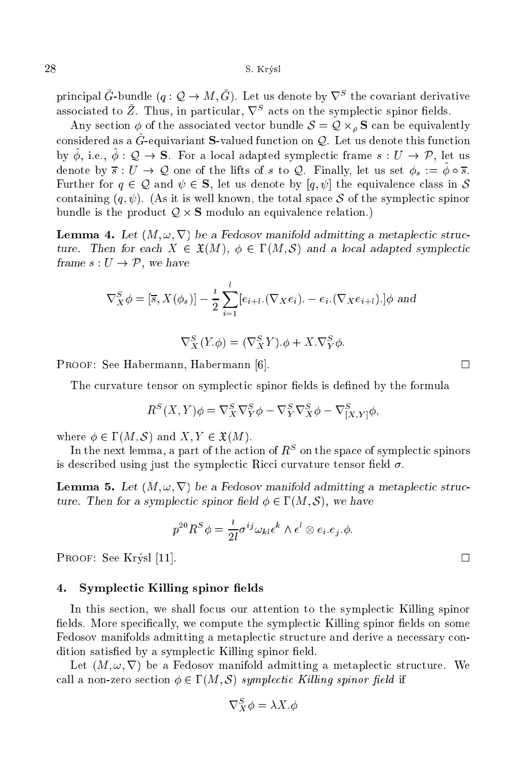principal $\tilde{G}$-bundle $(q : \mathcal{Q} \to M, \tilde{G})$. Let us denote by $\nabla^S$ the covariant derivative associated to $\tilde{Z}$. Thus, in particular, $\nabla^S$ acts on the symplectic spinor fields.

Any section $\phi$ of the associated vector bundle $\mathcal{S} = \mathcal{Q} \times_\rho \mathbf{S}$ can be equivalently considered as a $\tilde{G}$-equivariant $\mathbf{S}$-valued function on $\mathcal{Q}$. Let us denote this function by $\hat{\phi}$, i.e., $\hat{\phi} : \mathcal{Q} \to \mathbf{S}$. For a local adapted symplectic frame $s : U \to \mathcal{P}$, let us denote by $\overline{s} : U \to \mathcal{Q}$ one of the lifts of $s$ to $\mathcal{Q}$. Finally, let us set $\phi_s := \hat{\phi} \circ \overline{s}$. Further for $q \in \mathcal{Q}$ and $\psi \in \mathbf{S}$, let us denote by $[q, \psi]$ the equivalence class in $\mathcal{S}$ containing $(q, \psi)$. (As it is well known, the total space $\mathcal{S}$ of the symplectic spinor bundle is the product $\mathcal{Q} \times \mathbf{S}$ modulo an equivalence relation.)

**Lemma 4.** *Let $(M, \omega, \nabla)$ be a Fedosov manifold admitting a metaplectic structure. Then for each $X \in \mathfrak{X}(M)$, $\phi \in \Gamma(M, \mathcal{S})$ and a local adapted symplectic frame $s : U \to \mathcal{P}$, we have*

$$\nabla^S_X \phi = [\overline{s}, X(\phi_s)] - \frac{\imath}{2} \sum_{i=1}^{l} [e_{i+l}.(\nabla_X e_i). - e_i.(\nabla_X e_{i+l}).]\phi \text{ and}$$

$$\nabla^S_X (Y.\phi) = (\nabla^S_X Y).\phi + X.\nabla^S_Y \phi.$$

Proof: See Habermann, Habermann [6]. □

The curvature tensor on symplectic spinor fields is defined by the formula

$$R^S(X, Y)\phi = \nabla^S_X \nabla^S_Y \phi - \nabla^S_Y \nabla^S_X \phi - \nabla^S_{[X,Y]}\phi,$$

where $\phi \in \Gamma(M, \mathcal{S})$ and $X, Y \in \mathfrak{X}(M)$.

In the next lemma, a part of the action of $R^S$ on the space of symplectic spinors is described using just the symplectic Ricci curvature tensor field $\sigma$.

**Lemma 5.** *Let $(M, \omega, \nabla)$ be a Fedosov manifold admitting a metaplectic structure. Then for a symplectic spinor field $\phi \in \Gamma(M, \mathcal{S})$, we have*

$$p^{20} R^S \phi = \frac{\imath}{2l} \sigma^{ij} \omega_{kl} \epsilon^k \wedge \epsilon^l \otimes e_i.e_j.\phi.$$

Proof: See Krýsl [11]. □

## 4. Symplectic Killing spinor fields

In this section, we shall focus our attention to the symplectic Killing spinor fields. More specifically, we compute the symplectic Killing spinor fields on some Fedosov manifolds admitting a metaplectic structure and derive a necessary condition satisfied by a symplectic Killing spinor field.

Let $(M, \omega, \nabla)$ be a Fedosov manifold admitting a metaplectic structure. We call a non-zero section $\phi \in \Gamma(M, \mathcal{S})$ *symplectic Killing spinor field* if

$$\nabla^S_X \phi = \lambda X.\phi$$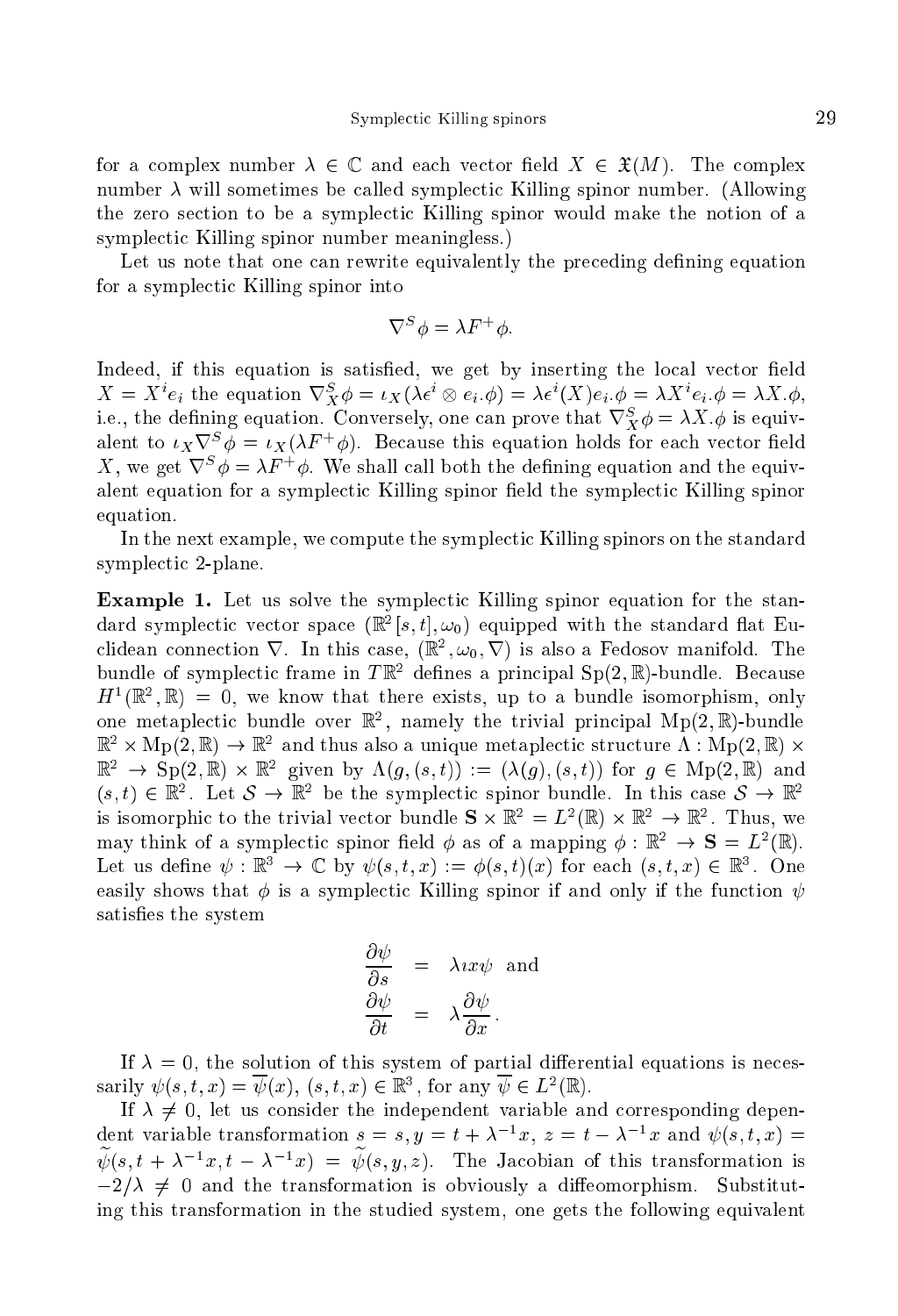for a complex number $\lambda \in \mathbb{C}$ and each vector field $X \in \mathfrak{X}(M)$. The complex number $\lambda$ will sometimes be called symplectic Killing spinor number. (Allowing the zero section to be a symplectic Killing spinor would make the notion of a symplectic Killing spinor number meaningless.)

Let us note that one can rewrite equivalently the preceding defining equation for a symplectic Killing spinor into

$$\nabla^S \phi = \lambda F^+ \phi.$$

Indeed, if this equation is satisfied, we get by inserting the local vector field $X = X^i e_i$ the equation $\nabla^S_X \phi = \iota_X(\lambda \epsilon^i \otimes e_i.\phi) = \lambda \epsilon^i(X) e_i.\phi = \lambda X^i e_i.\phi = \lambda X.\phi$, i.e., the defining equation. Conversely, one can prove that $\nabla^S_X \phi = \lambda X.\phi$ is equivalent to $\iota_X \nabla^S \phi = \iota_X(\lambda F^+ \phi)$. Because this equation holds for each vector field $X$, we get $\nabla^S \phi = \lambda F^+ \phi$. We shall call both the defining equation and the equivalent equation for a symplectic Killing spinor field the symplectic Killing spinor equation.

In the next example, we compute the symplectic Killing spinors on the standard symplectic 2-plane.

**Example 1.** Let us solve the symplectic Killing spinor equation for the standard symplectic vector space $(\mathbb{R}^2[s,t], \omega_0)$ equipped with the standard flat Euclidean connection $\nabla$. In this case, $(\mathbb{R}^2, \omega_0, \nabla)$ is also a Fedosov manifold. The bundle of symplectic frame in $T\mathbb{R}^2$ defines a principal $\mathrm{Sp}(2,\mathbb{R})$-bundle. Because $H^1(\mathbb{R}^2, \mathbb{R}) = 0$, we know that there exists, up to a bundle isomorphism, only one metaplectic bundle over $\mathbb{R}^2$, namely the trivial principal $\mathrm{Mp}(2,\mathbb{R})$-bundle $\mathbb{R}^2 \times \mathrm{Mp}(2,\mathbb{R}) \to \mathbb{R}^2$ and thus also a unique metaplectic structure $\Lambda : \mathrm{Mp}(2,\mathbb{R}) \times \mathbb{R}^2 \to \mathrm{Sp}(2,\mathbb{R}) \times \mathbb{R}^2$ given by $\Lambda(g,(s,t)) := (\lambda(g),(s,t))$ for $g \in \mathrm{Mp}(2,\mathbb{R})$ and $(s,t) \in \mathbb{R}^2$. Let $\mathcal{S} \to \mathbb{R}^2$ be the symplectic spinor bundle. In this case $\mathcal{S} \to \mathbb{R}^2$ is isomorphic to the trivial vector bundle $\mathbf{S} \times \mathbb{R}^2 = L^2(\mathbb{R}) \times \mathbb{R}^2 \to \mathbb{R}^2$. Thus, we may think of a symplectic spinor field $\phi$ as of a mapping $\phi : \mathbb{R}^2 \to \mathbf{S} = L^2(\mathbb{R})$. Let us define $\psi : \mathbb{R}^3 \to \mathbb{C}$ by $\psi(s,t,x) := \phi(s,t)(x)$ for each $(s,t,x) \in \mathbb{R}^3$. One easily shows that $\phi$ is a symplectic Killing spinor if and only if the function $\psi$ satisfies the system

$$\begin{aligned}
\frac{\partial \psi}{\partial s} &= \lambda \imath x \psi \quad \text{and} \\
\frac{\partial \psi}{\partial t} &= \lambda \frac{\partial \psi}{\partial x}.
\end{aligned}$$

If $\lambda = 0$, the solution of this system of partial differential equations is necessarily $\psi(s,t,x) = \overline{\psi}(x)$, $(s,t,x) \in \mathbb{R}^3$, for any $\overline{\psi} \in L^2(\mathbb{R})$.

If $\lambda \neq 0$, let us consider the independent variable and corresponding dependent variable transformation $s = s, y = t + \lambda^{-1}x$, $z = t - \lambda^{-1}x$ and $\psi(s,t,x) = \widetilde{\psi}(s, t + \lambda^{-1}x, t - \lambda^{-1}x) = \widetilde{\psi}(s,y,z)$. The Jacobian of this transformation is $-2/\lambda \neq 0$ and the transformation is obviously a diffeomorphism. Substituting this transformation in the studied system, one gets the following equivalent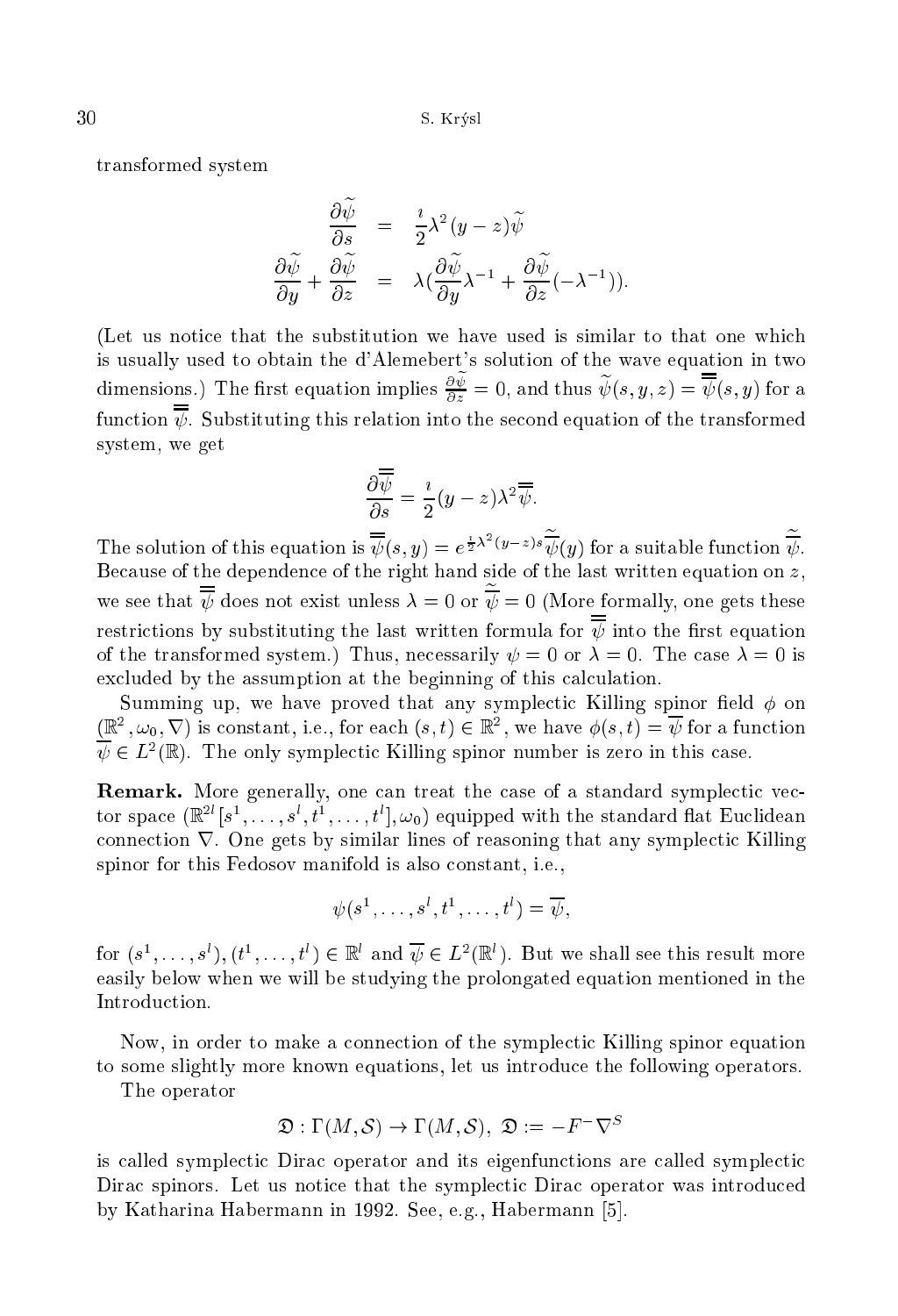transformed system

$$\begin{aligned}
\frac{\partial \widetilde{\psi}}{\partial s} &= \frac{\imath}{2}\lambda^2 (y-z)\widetilde{\psi} \\
\frac{\partial \widetilde{\psi}}{\partial y} + \frac{\partial \widetilde{\psi}}{\partial z} &= \lambda(\frac{\partial \widetilde{\psi}}{\partial y}\lambda^{-1} + \frac{\partial \widetilde{\psi}}{\partial z}(-\lambda^{-1})).
\end{aligned}$$

(Let us notice that the substitution we have used is similar to that one which is usually used to obtain the d'Alemebert's solution of the wave equation in two dimensions.) The first equation implies $\frac{\partial \widetilde{\psi}}{\partial z} = 0$, and thus $\widetilde{\psi}(s, y, z) = \overline{\overline{\psi}}(s, y)$ for a function $\overline{\overline{\psi}}$. Substituting this relation into the second equation of the transformed system, we get

$$\frac{\partial \overline{\overline{\psi}}}{\partial s} = \frac{\imath}{2}(y-z)\lambda^2 \overline{\overline{\psi}}.$$

The solution of this equation is $\overline{\overline{\psi}}(s, y) = e^{\frac{\imath}{2}\lambda^2(y-z)s}\widetilde{\widetilde{\psi}}(y)$ for a suitable function $\widetilde{\widetilde{\psi}}$. Because of the dependence of the right hand side of the last written equation on $z$, we see that $\overline{\overline{\psi}}$ does not exist unless $\lambda = 0$ or $\widetilde{\widetilde{\psi}} = 0$ (More formally, one gets these restrictions by substituting the last written formula for $\overline{\overline{\psi}}$ into the first equation of the transformed system.) Thus, necessarily $\psi = 0$ or $\lambda = 0$. The case $\lambda = 0$ is excluded by the assumption at the beginning of this calculation.

Summing up, we have proved that any symplectic Killing spinor field $\phi$ on $(\mathbb{R}^2, \omega_0, \nabla)$ is constant, i.e., for each $(s, t) \in \mathbb{R}^2$, we have $\phi(s, t) = \overline{\psi}$ for a function $\overline{\psi} \in L^2(\mathbb{R})$. The only symplectic Killing spinor number is zero in this case.

**Remark.** More generally, one can treat the case of a standard symplectic vector space $(\mathbb{R}^{2l}[s^1, \ldots, s^l, t^1, \ldots, t^l], \omega_0)$ equipped with the standard flat Euclidean connection $\nabla$. One gets by similar lines of reasoning that any symplectic Killing spinor for this Fedosov manifold is also constant, i.e.,

$$\psi(s^1, \ldots, s^l, t^1, \ldots, t^l) = \overline{\psi},$$

for $(s^1, \ldots, s^l), (t^1, \ldots, t^l) \in \mathbb{R}^l$ and $\overline{\psi} \in L^2(\mathbb{R}^l)$. But we shall see this result more easily below when we will be studying the prolongated equation mentioned in the Introduction.

Now, in order to make a connection of the symplectic Killing spinor equation to some slightly more known equations, let us introduce the following operators.

The operator

$$\mathfrak{D} : \Gamma(M, \mathcal{S}) \to \Gamma(M, \mathcal{S}),\ \mathfrak{D} := -F^{-}\nabla^{S}$$

is called symplectic Dirac operator and its eigenfunctions are called symplectic Dirac spinors. Let us notice that the symplectic Dirac operator was introduced by Katharina Habermann in 1992. See, e.g., Habermann [5].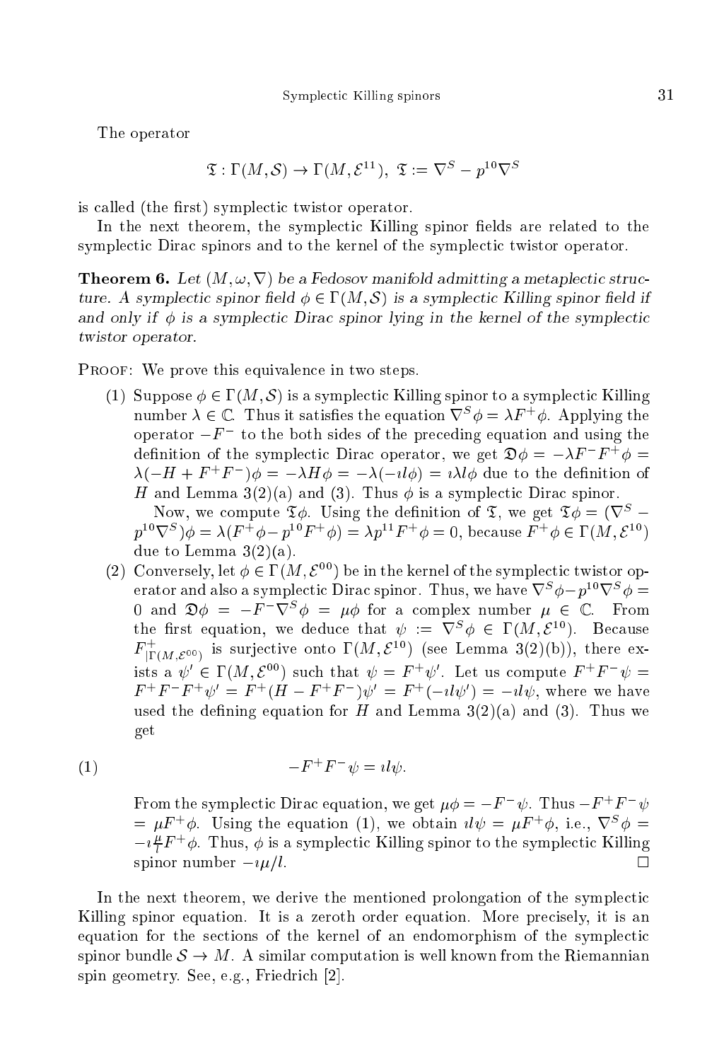The operator

$$\mathfrak{T} : \Gamma(M, \mathcal{S}) \to \Gamma(M, \mathcal{E}^{11}),\ \mathfrak{T} := \nabla^S - p^{10}\nabla^S$$

is called (the first) symplectic twistor operator.

In the next theorem, the symplectic Killing spinor fields are related to the symplectic Dirac spinors and to the kernel of the symplectic twistor operator.

**Theorem 6.** *Let $(M, \omega, \nabla)$ be a Fedosov manifold admitting a metaplectic structure. A symplectic spinor field $\phi \in \Gamma(M, \mathcal{S})$ is a symplectic Killing spinor field if and only if $\phi$ is a symplectic Dirac spinor lying in the kernel of the symplectic twistor operator.*

Proof: We prove this equivalence in two steps.

1. Suppose $\phi \in \Gamma(M, \mathcal{S})$ is a symplectic Killing spinor to a symplectic Killing number $\lambda \in \mathbb{C}$. Thus it satisfies the equation $\nabla^S \phi = \lambda F^+ \phi$. Applying the operator $-F^-$ to the both sides of the preceding equation and using the definition of the symplectic Dirac operator, we get $\mathfrak{D}\phi = -\lambda F^- F^+ \phi = \lambda(-H + F^+F^-)\phi = -\lambda H \phi = -\lambda(-\imath l \phi) = \imath \lambda l \phi$ due to the definition of $H$ and Lemma 3(2)(a) and (3). Thus $\phi$ is a symplectic Dirac spinor.

   Now, we compute $\mathfrak{T}\phi$. Using the definition of $\mathfrak{T}$, we get $\mathfrak{T}\phi = (\nabla^S - p^{10}\nabla^S)\phi = \lambda(F^+\phi - p^{10}F^+\phi) = \lambda p^{11} F^+ \phi = 0$, because $F^+\phi \in \Gamma(M, \mathcal{E}^{10})$ due to Lemma 3(2)(a).
2. Conversely, let $\phi \in \Gamma(M, \mathcal{E}^{00})$ be in the kernel of the symplectic twistor operator and also a symplectic Dirac spinor. Thus, we have $\nabla^S\phi - p^{10}\nabla^S\phi = 0$ and $\mathfrak{D}\phi = -F^-\nabla^S\phi = \mu\phi$ for a complex number $\mu \in \mathbb{C}$. From the first equation, we deduce that $\psi := \nabla^S\phi \in \Gamma(M, \mathcal{E}^{10})$. Because $F^+_{|\Gamma(M,\mathcal{E}^{00})}$ is surjective onto $\Gamma(M, \mathcal{E}^{10})$ (see Lemma 3(2)(b)), there exists a $\psi' \in \Gamma(M, \mathcal{E}^{00})$ such that $\psi = F^+\psi'$. Let us compute $F^+F^-\psi = F^+F^-F^+\psi' = F^+(H - F^+F^-)\psi' = F^+(-\imath l \psi') = -\imath l \psi$, where we have used the defining equation for $H$ and Lemma 3(2)(a) and (3). Thus we get

$$-F^+F^-\psi = \imath l \psi. \tag{1}$$

   From the symplectic Dirac equation, we get $\mu\phi = -F^-\psi$. Thus $-F^+F^-\psi = \mu F^+\phi$. Using the equation (1), we obtain $\imath l \psi = \mu F^+ \phi$, i.e., $\nabla^S\phi = -\imath \frac{\mu}{l} F^+\phi$. Thus, $\phi$ is a symplectic Killing spinor to the symplectic Killing spinor number $-\imath\mu/l$. □

In the next theorem, we derive the mentioned prolongation of the symplectic Killing spinor equation. It is a zeroth order equation. More precisely, it is an equation for the sections of the kernel of an endomorphism of the symplectic spinor bundle $\mathcal{S} \to M$. A similar computation is well known from the Riemannian spin geometry. See, e.g., Friedrich [2].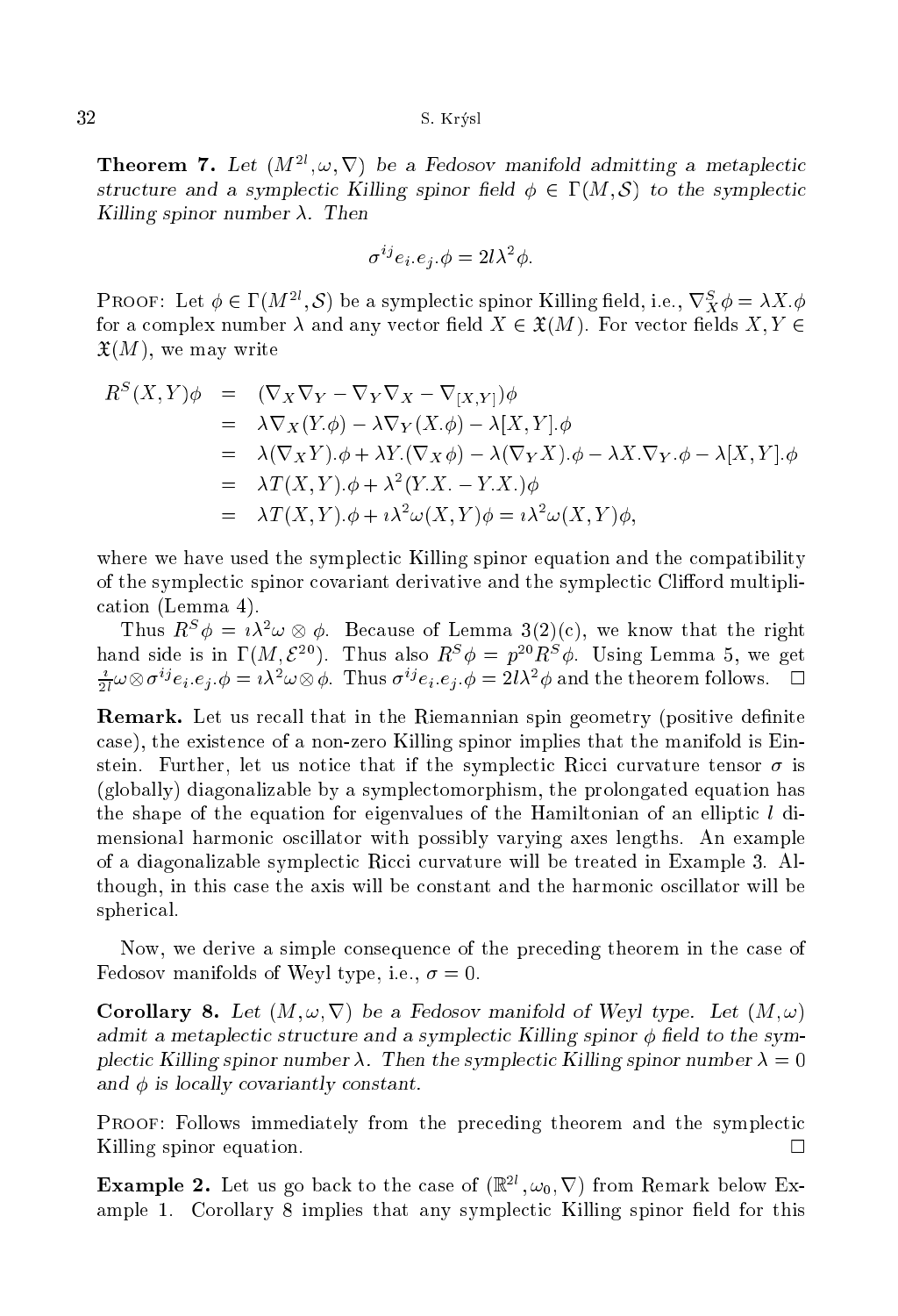**Theorem 7.** *Let $(M^{2l}, \omega, \nabla)$ be a Fedosov manifold admitting a metaplectic structure and a symplectic Killing spinor field $\phi \in \Gamma(M, \mathcal{S})$ to the symplectic Killing spinor number $\lambda$. Then*

$$\sigma^{ij} e_i.e_j.\phi = 2l\lambda^2\phi.$$

Proof: Let $\phi \in \Gamma(M^{2l}, \mathcal{S})$ be a symplectic spinor Killing field, i.e., $\nabla^S_X \phi = \lambda X.\phi$ for a complex number $\lambda$ and any vector field $X \in \mathfrak{X}(M)$. For vector fields $X, Y \in \mathfrak{X}(M)$, we may write

$$\begin{aligned}
R^S(X,Y)\phi &= (\nabla_X \nabla_Y - \nabla_Y \nabla_X - \nabla_{[X,Y]})\phi \\
&= \lambda \nabla_X (Y.\phi) - \lambda \nabla_Y (X.\phi) - \lambda [X,Y].\phi \\
&= \lambda (\nabla_X Y).\phi + \lambda Y.(\nabla_X \phi) - \lambda (\nabla_Y X).\phi - \lambda X.\nabla_Y.\phi - \lambda [X,Y].\phi \\
&= \lambda T(X,Y).\phi + \lambda^2 (Y.X. - Y.X.)\phi \\
&= \lambda T(X,Y).\phi + \imath\lambda^2 \omega(X,Y)\phi = \imath\lambda^2\omega(X,Y)\phi,
\end{aligned}$$

where we have used the symplectic Killing spinor equation and the compatibility of the symplectic spinor covariant derivative and the symplectic Clifford multiplication (Lemma 4).

Thus $R^S\phi = \imath\lambda^2\omega \otimes \phi$. Because of Lemma 3(2)(c), we know that the right hand side is in $\Gamma(M, \mathcal{E}^{20})$. Thus also $R^S\phi = p^{20}R^S\phi$. Using Lemma 5, we get $\frac{\imath}{2l}\omega \otimes \sigma^{ij} e_i.e_j.\phi = \imath\lambda^2\omega \otimes \phi$. Thus $\sigma^{ij}e_i.e_j.\phi = 2l\lambda^2\phi$ and the theorem follows. $\square$

**Remark.** Let us recall that in the Riemannian spin geometry (positive definite case), the existence of a non-zero Killing spinor implies that the manifold is Einstein. Further, let us notice that if the symplectic Ricci curvature tensor $\sigma$ is (globally) diagonalizable by a symplectomorphism, the prolongated equation has the shape of the equation for eigenvalues of the Hamiltonian of an elliptic $l$ dimensional harmonic oscillator with possibly varying axes lengths. An example of a diagonalizable symplectic Ricci curvature will be treated in Example 3. Although, in this case the axis will be constant and the harmonic oscillator will be spherical.

Now, we derive a simple consequence of the preceding theorem in the case of Fedosov manifolds of Weyl type, i.e., $\sigma = 0$.

**Corollary 8.** *Let $(M, \omega, \nabla)$ be a Fedosov manifold of Weyl type. Let $(M, \omega)$ admit a metaplectic structure and a symplectic Killing spinor $\phi$ field to the symplectic Killing spinor number $\lambda$. Then the symplectic Killing spinor number $\lambda = 0$ and $\phi$ is locally covariantly constant.*

Proof: Follows immediately from the preceding theorem and the symplectic Killing spinor equation. $\square$

**Example 2.** Let us go back to the case of $(\mathbb{R}^{2l}, \omega_0, \nabla)$ from Remark below Example 1. Corollary 8 implies that any symplectic Killing spinor field for this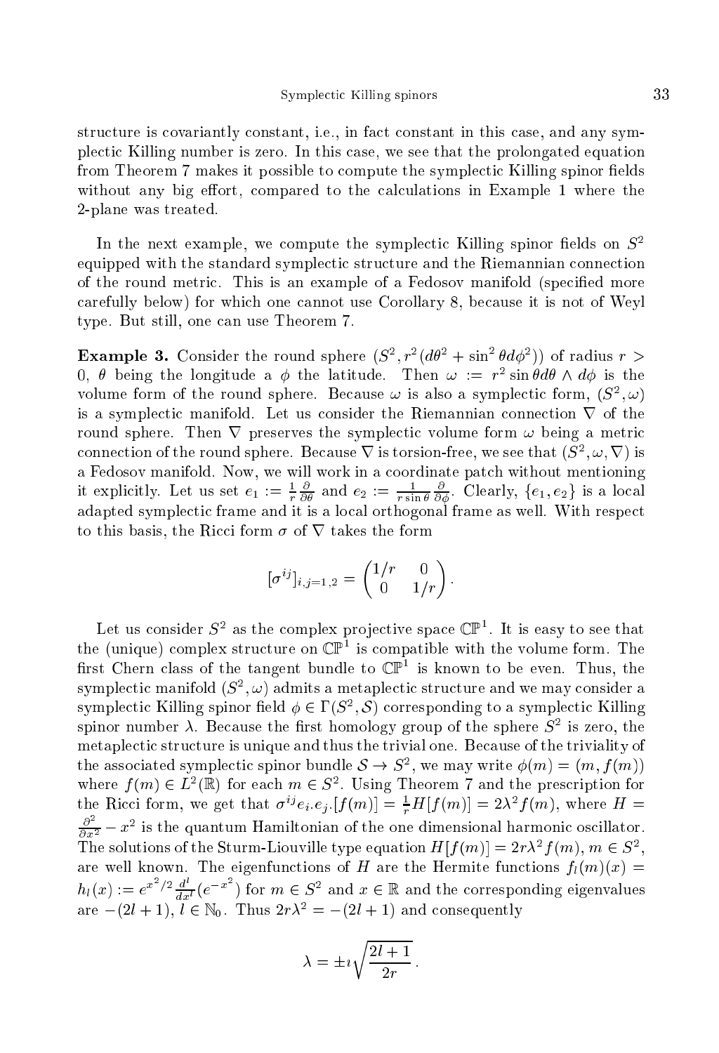structure is covariantly constant, i.e., in fact constant in this case, and any symplectic Killing number is zero. In this case, we see that the prolongated equation from Theorem 7 makes it possible to compute the symplectic Killing spinor fields without any big effort, compared to the calculations in Example 1 where the 2-plane was treated.

In the next example, we compute the symplectic Killing spinor fields on $S^2$ equipped with the standard symplectic structure and the Riemannian connection of the round metric. This is an example of a Fedosov manifold (specified more carefully below) for which one cannot use Corollary 8, because it is not of Weyl type. But still, one can use Theorem 7.

**Example 3.** Consider the round sphere $(S^2, r^2(d\theta^2 + \sin^2\theta d\phi^2))$ of radius $r > 0$, $\theta$ being the longitude a $\phi$ the latitude. Then $\omega := r^2 \sin\theta d\theta \wedge d\phi$ is the volume form of the round sphere. Because $\omega$ is also a symplectic form, $(S^2, \omega)$ is a symplectic manifold. Let us consider the Riemannian connection $\nabla$ of the round sphere. Then $\nabla$ preserves the symplectic volume form $\omega$ being a metric connection of the round sphere. Because $\nabla$ is torsion-free, we see that $(S^2, \omega, \nabla)$ is a Fedosov manifold. Now, we will work in a coordinate patch without mentioning it explicitly. Let us set $e_1 := \frac{1}{r}\frac{\partial}{\partial\theta}$ and $e_2 := \frac{1}{r\sin\theta}\frac{\partial}{\partial\phi}$. Clearly, $\{e_1, e_2\}$ is a local adapted symplectic frame and it is a local orthogonal frame as well. With respect to this basis, the Ricci form $\sigma$ of $\nabla$ takes the form

$$[\sigma^{ij}]_{i,j=1,2} = \begin{pmatrix} 1/r & 0 \\ 0 & 1/r \end{pmatrix}.$$

Let us consider $S^2$ as the complex projective space $\mathbb{CP}^1$. It is easy to see that the (unique) complex structure on $\mathbb{CP}^1$ is compatible with the volume form. The first Chern class of the tangent bundle to $\mathbb{CP}^1$ is known to be even. Thus, the symplectic manifold $(S^2, \omega)$ admits a metaplectic structure and we may consider a symplectic Killing spinor field $\phi \in \Gamma(S^2, \mathcal{S})$ corresponding to a symplectic Killing spinor number $\lambda$. Because the first homology group of the sphere $S^2$ is zero, the metaplectic structure is unique and thus the trivial one. Because of the triviality of the associated symplectic spinor bundle $\mathcal{S} \to S^2$, we may write $\phi(m) = (m, f(m))$ where $f(m) \in L^2(\mathbb{R})$ for each $m \in S^2$. Using Theorem 7 and the prescription for the Ricci form, we get that $\sigma^{ij} e_i.e_j.[f(m)] = \frac{1}{r} H[f(m)] = 2\lambda^2 f(m)$, where $H = \frac{\partial^2}{\partial x^2} - x^2$ is the quantum Hamiltonian of the one dimensional harmonic oscillator. The solutions of the Sturm-Liouville type equation $H[f(m)] = 2r\lambda^2 f(m)$, $m \in S^2$, are well known. The eigenfunctions of $H$ are the Hermite functions $f_l(m)(x) = h_l(x) := e^{x^2/2}\frac{d^l}{dx^l}(e^{-x^2})$ for $m \in S^2$ and $x \in \mathbb{R}$ and the corresponding eigenvalues are $-(2l+1)$, $l \in \mathbb{N}_0$. Thus $2r\lambda^2 = -(2l+1)$ and consequently

$$\lambda = \pm\imath\sqrt{\frac{2l+1}{2r}}.$$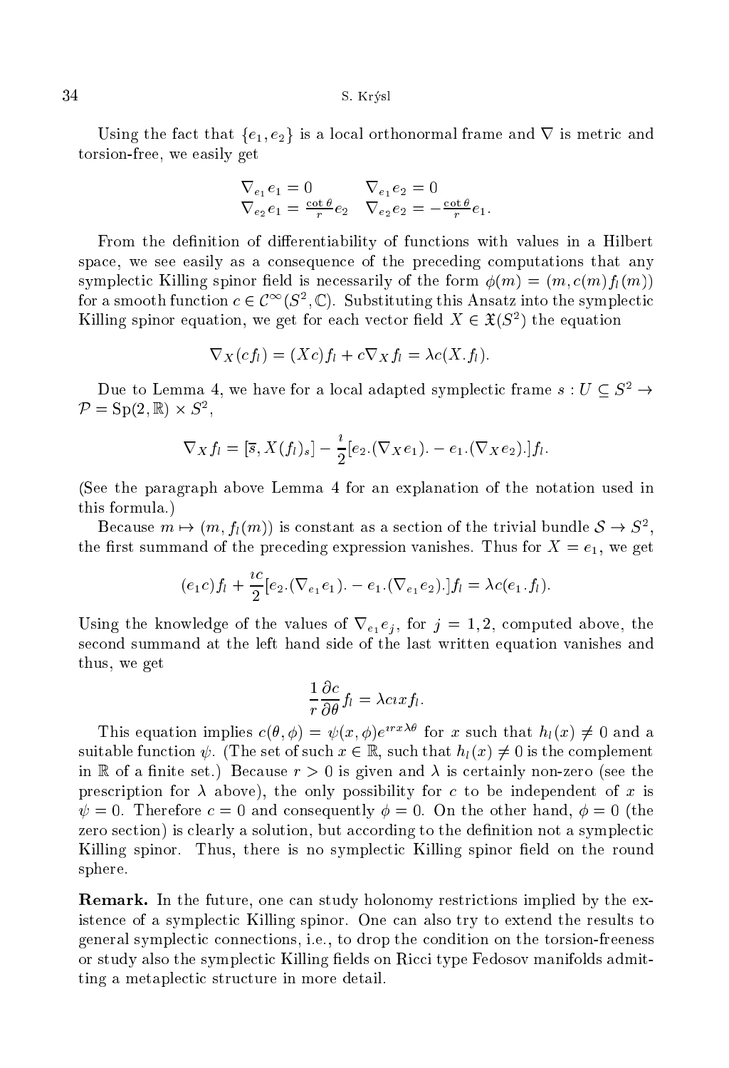Using the fact that $\{e_1, e_2\}$ is a local orthonormal frame and $\nabla$ is metric and torsion-free, we easily get

$$\begin{array}{ll} \nabla_{e_1} e_1 = 0 & \nabla_{e_1} e_2 = 0 \\ \nabla_{e_2} e_1 = \frac{\cot\theta}{r} e_2 & \nabla_{e_2} e_2 = -\frac{\cot\theta}{r} e_1. \end{array}$$

From the definition of differentiability of functions with values in a Hilbert space, we see easily as a consequence of the preceding computations that any symplectic Killing spinor field is necessarily of the form $\phi(m) = (m, c(m) f_l(m))$ for a smooth function $c \in \mathcal{C}^\infty(S^2, \mathbb{C})$. Substituting this Ansatz into the symplectic Killing spinor equation, we get for each vector field $X \in \mathfrak{X}(S^2)$ the equation

$$\nabla_X (c f_l) = (Xc) f_l + c \nabla_X f_l = \lambda c (X.f_l).$$

Due to Lemma 4, we have for a local adapted symplectic frame $s : U \subseteq S^2 \to \mathcal{P} = \mathrm{Sp}(2, \mathbb{R}) \times S^2$,

$$\nabla_X f_l = [\overline{s}, X(f_l)_s] - \frac{\imath}{2} [e_2.(\nabla_X e_1). - e_1.(\nabla_X e_2).] f_l.$$

(See the paragraph above Lemma 4 for an explanation of the notation used in this formula.)

Because $m \mapsto (m, f_l(m))$ is constant as a section of the trivial bundle $\mathcal{S} \to S^2$, the first summand of the preceding expression vanishes. Thus for $X = e_1$, we get

$$(e_1 c) f_l + \frac{\imath c}{2} [e_2.(\nabla_{e_1} e_1). - e_1.(\nabla_{e_1} e_2).] f_l = \lambda c (e_1.f_l).$$

Using the knowledge of the values of $\nabla_{e_1} e_j$, for $j = 1, 2$, computed above, the second summand at the left hand side of the last written equation vanishes and thus, we get

$$\frac{1}{r} \frac{\partial c}{\partial \theta} f_l = \lambda c \imath x f_l.$$

This equation implies $c(\theta, \phi) = \psi(x, \phi) e^{\imath r x \lambda \theta}$ for $x$ such that $h_l(x) \neq 0$ and a suitable function $\psi$. (The set of such $x \in \mathbb{R}$, such that $h_l(x) \neq 0$ is the complement in $\mathbb{R}$ of a finite set.) Because $r > 0$ is given and $\lambda$ is certainly non-zero (see the prescription for $\lambda$ above), the only possibility for $c$ to be independent of $x$ is $\psi = 0$. Therefore $c = 0$ and consequently $\phi = 0$. On the other hand, $\phi = 0$ (the zero section) is clearly a solution, but according to the definition not a symplectic Killing spinor. Thus, there is no symplectic Killing spinor field on the round sphere.

**Remark.** In the future, one can study holonomy restrictions implied by the existence of a symplectic Killing spinor. One can also try to extend the results to general symplectic connections, i.e., to drop the condition on the torsion-freeness or study also the symplectic Killing fields on Ricci type Fedosov manifolds admitting a metaplectic structure in more detail.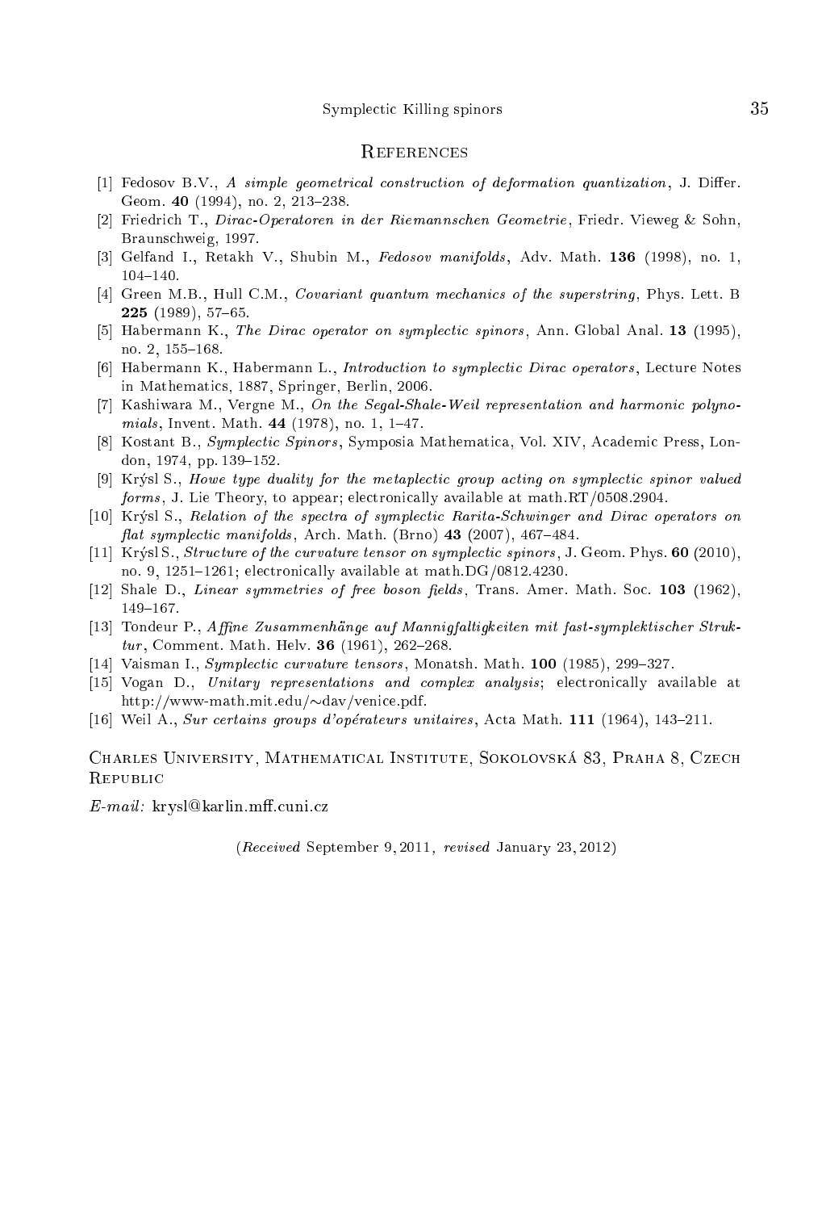## References

[1] Fedosov B.V., *A simple geometrical construction of deformation quantization*, J. Differ. Geom. **40** (1994), no. 2, 213–238.

[2] Friedrich T., *Dirac-Operatoren in der Riemannschen Geometrie*, Friedr. Vieweg & Sohn, Braunschweig, 1997.

[3] Gelfand I., Retakh V., Shubin M., *Fedosov manifolds*, Adv. Math. **136** (1998), no. 1, 104–140.

[4] Green M.B., Hull C.M., *Covariant quantum mechanics of the superstring*, Phys. Lett. B **225** (1989), 57–65.

[5] Habermann K., *The Dirac operator on symplectic spinors*, Ann. Global Anal. **13** (1995), no. 2, 155–168.

[6] Habermann K., Habermann L., *Introduction to symplectic Dirac operators*, Lecture Notes in Mathematics, 1887, Springer, Berlin, 2006.

[7] Kashiwara M., Vergne M., *On the Segal-Shale-Weil representation and harmonic polynomials*, Invent. Math. **44** (1978), no. 1, 1–47.

[8] Kostant B., *Symplectic Spinors*, Symposia Mathematica, Vol. XIV, Academic Press, London, 1974, pp. 139–152.

[9] Krýsl S., *Howe type duality for the metaplectic group acting on symplectic spinor valued forms*, J. Lie Theory, to appear; electronically available at math.RT/0508.2904.

[10] Krýsl S., *Relation of the spectra of symplectic Rarita-Schwinger and Dirac operators on flat symplectic manifolds*, Arch. Math. (Brno) **43** (2007), 467–484.

[11] Krýsl S., *Structure of the curvature tensor on symplectic spinors*, J. Geom. Phys. **60** (2010), no. 9, 1251–1261; electronically available at math.DG/0812.4230.

[12] Shale D., *Linear symmetries of free boson fields*, Trans. Amer. Math. Soc. **103** (1962), 149–167.

[13] Tondeur P., *Affine Zusammenhänge auf Mannigfaltigkeiten mit fast-symplektischer Struktur*, Comment. Math. Helv. **36** (1961), 262–268.

[14] Vaisman I., *Symplectic curvature tensors*, Monatsh. Math. **100** (1985), 299–327.

[15] Vogan D., *Unitary representations and complex analysis*; electronically available at http://www-math.mit.edu/~dav/venice.pdf.

[16] Weil A., *Sur certains groups d'opérateurs unitaires*, Acta Math. **111** (1964), 143–211.

Charles University, Mathematical Institute, Sokolovská 83, Praha 8, Czech Republic

*E-mail:* krysl@karlin.mff.cuni.cz

(*Received* September 9, 2011, *revised* January 23, 2012)